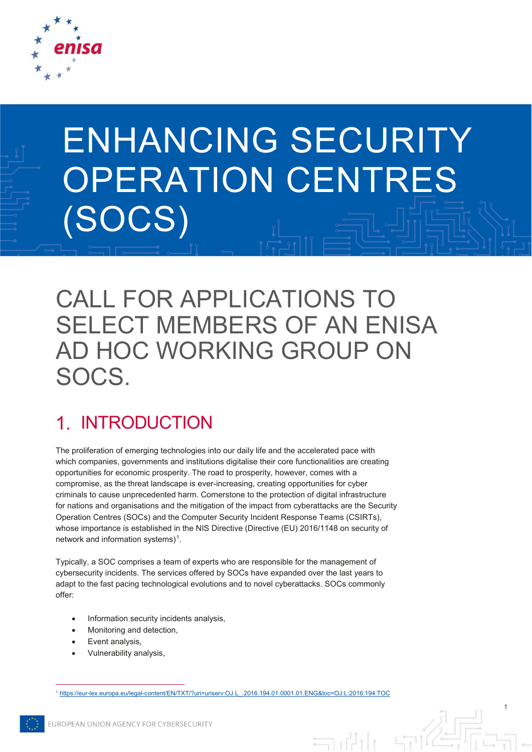# ENHANCING SECURITY OPERATION CENTRES (SOCS)

## CALL FOR APPLICATIONS TO SELECT MEMBERS OF AN ENISA AD HOC WORKING GROUP ON SOCS.

## 1. INTRODUCTION

The proliferation of emerging technologies into our daily life and the accelerated pace with which companies, governments and institutions digitalise their core functionalities are creating opportunities for economic prosperity. The road to prosperity, however, comes with a compromise, as the threat landscape is ever-increasing, creating opportunities for cyber criminals to cause unprecedented harm. Cornerstone to the protection of digital infrastructure for nations and organisations and the mitigation of the impact from cyberattacks are the Security Operation Centres (SOCs) and the Computer Security Incident Response Teams (CSIRTs), whose importance is established in the NIS Directive (Directive (EU) 2016/1148 on security of network and information systems)[1].

Typically, a SOC comprises a team of experts who are responsible for the management of cybersecurity incidents. The services offered by SOCs have expanded over the last years to adapt to the fast pacing technological evolutions and to novel cyberattacks. SOCs commonly offer:

- Information security incidents analysis,
- Monitoring and detection,
- Event analysis,
- Vulnerability analysis,

[1] https://eur-lex.europa.eu/legal-content/EN/TXT/?uri=uriserv:OJ.L_.2016.194.01.0001.01.ENG&toc=OJ:L:2016:194:TOC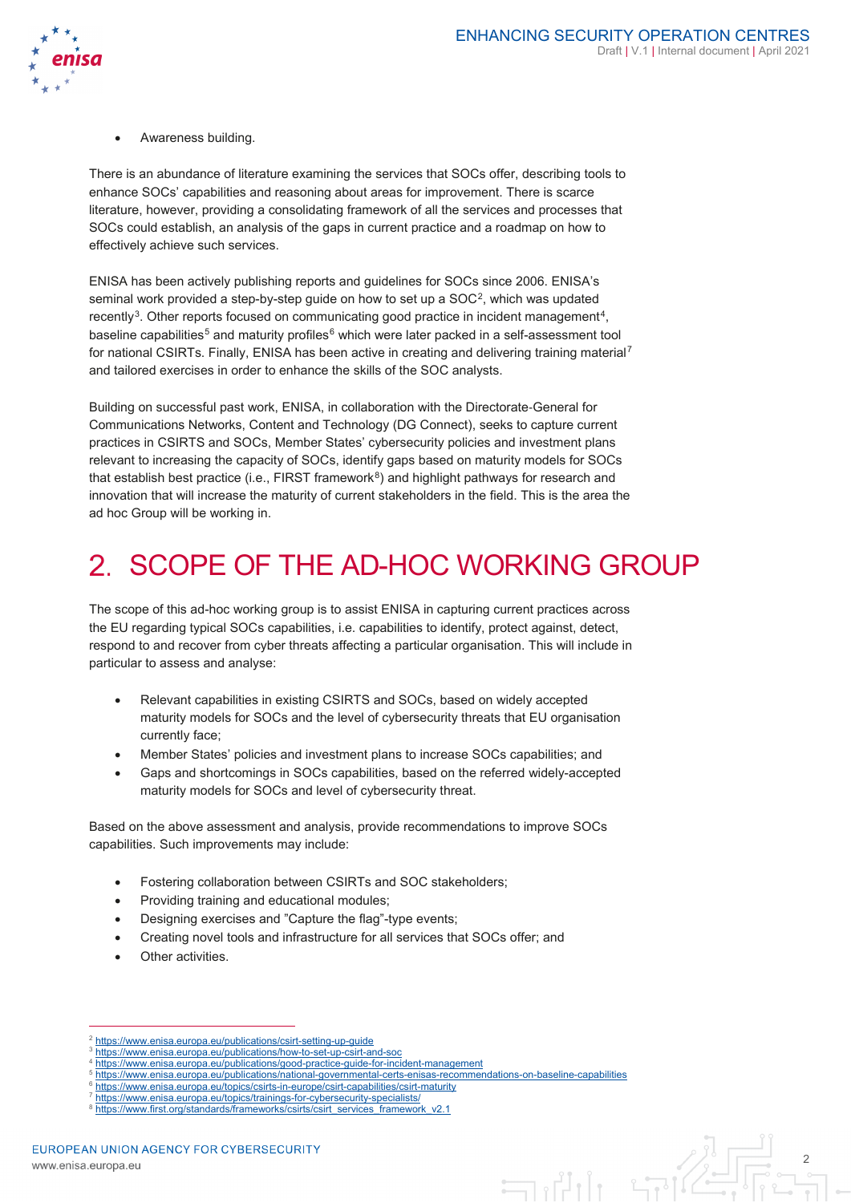- Awareness building.

There is an abundance of literature examining the services that SOCs offer, describing tools to enhance SOCs' capabilities and reasoning about areas for improvement. There is scarce literature, however, providing a consolidating framework of all the services and processes that SOCs could establish, an analysis of the gaps in current practice and a roadmap on how to effectively achieve such services.

ENISA has been actively publishing reports and guidelines for SOCs since 2006. ENISA's seminal work provided a step-by-step guide on how to set up a SOC[2], which was updated recently[3]. Other reports focused on communicating good practice in incident management[4], baseline capabilities[5] and maturity profiles[6] which were later packed in a self-assessment tool for national CSIRTs. Finally, ENISA has been active in creating and delivering training material[7] and tailored exercises in order to enhance the skills of the SOC analysts.

Building on successful past work, ENISA, in collaboration with the Directorate-General for Communications Networks, Content and Technology (DG Connect), seeks to capture current practices in CSIRTS and SOCs, Member States' cybersecurity policies and investment plans relevant to increasing the capacity of SOCs, identify gaps based on maturity models for SOCs that establish best practice (i.e., FIRST framework[8]) and highlight pathways for research and innovation that will increase the maturity of current stakeholders in the field. This is the area the ad hoc Group will be working in.

# 2. SCOPE OF THE AD-HOC WORKING GROUP

The scope of this ad-hoc working group is to assist ENISA in capturing current practices across the EU regarding typical SOCs capabilities, i.e. capabilities to identify, protect against, detect, respond to and recover from cyber threats affecting a particular organisation. This will include in particular to assess and analyse:

- Relevant capabilities in existing CSIRTS and SOCs, based on widely accepted maturity models for SOCs and the level of cybersecurity threats that EU organisation currently face;
- Member States' policies and investment plans to increase SOCs capabilities; and
- Gaps and shortcomings in SOCs capabilities, based on the referred widely-accepted maturity models for SOCs and level of cybersecurity threat.

Based on the above assessment and analysis, provide recommendations to improve SOCs capabilities. Such improvements may include:

- Fostering collaboration between CSIRTs and SOC stakeholders;
- Providing training and educational modules;
- Designing exercises and "Capture the flag"-type events;
- Creating novel tools and infrastructure for all services that SOCs offer; and
- Other activities.

---

[2] https://www.enisa.europa.eu/publications/csirt-setting-up-guide
[3] https://www.enisa.europa.eu/publications/how-to-set-up-csirt-and-soc
[4] https://www.enisa.europa.eu/publications/good-practice-guide-for-incident-management
[5] https://www.enisa.europa.eu/publications/national-governmental-certs-enisas-recommendations-on-baseline-capabilities
[6] https://www.enisa.europa.eu/topics/csirts-in-europe/csirt-capabilities/csirt-maturity
[7] https://www.enisa.europa.eu/topics/trainings-for-cybersecurity-specialists/
[8] https://www.first.org/standards/frameworks/csirts/csirt_services_framework_v2.1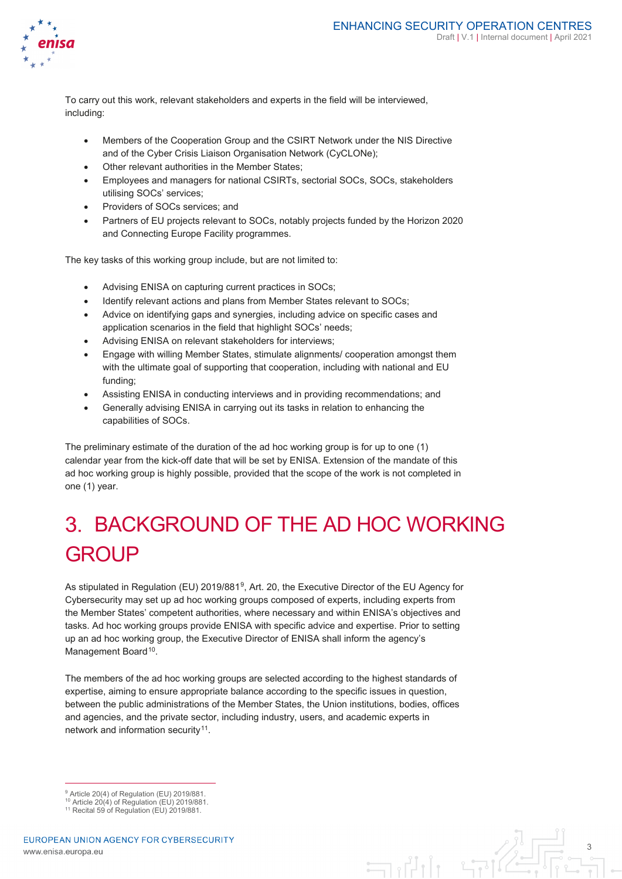To carry out this work, relevant stakeholders and experts in the field will be interviewed, including:

- Members of the Cooperation Group and the CSIRT Network under the NIS Directive and of the Cyber Crisis Liaison Organisation Network (CyCLONe);
- Other relevant authorities in the Member States;
- Employees and managers for national CSIRTs, sectorial SOCs, SOCs, stakeholders utilising SOCs' services;
- Providers of SOCs services; and
- Partners of EU projects relevant to SOCs, notably projects funded by the Horizon 2020 and Connecting Europe Facility programmes.

The key tasks of this working group include, but are not limited to:

- Advising ENISA on capturing current practices in SOCs;
- Identify relevant actions and plans from Member States relevant to SOCs;
- Advice on identifying gaps and synergies, including advice on specific cases and application scenarios in the field that highlight SOCs' needs;
- Advising ENISA on relevant stakeholders for interviews;
- Engage with willing Member States, stimulate alignments/ cooperation amongst them with the ultimate goal of supporting that cooperation, including with national and EU funding;
- Assisting ENISA in conducting interviews and in providing recommendations; and
- Generally advising ENISA in carrying out its tasks in relation to enhancing the capabilities of SOCs.

The preliminary estimate of the duration of the ad hoc working group is for up to one (1) calendar year from the kick-off date that will be set by ENISA. Extension of the mandate of this ad hoc working group is highly possible, provided that the scope of the work is not completed in one (1) year.

# 3. BACKGROUND OF THE AD HOC WORKING GROUP

As stipulated in Regulation (EU) 2019/881[9], Art. 20, the Executive Director of the EU Agency for Cybersecurity may set up ad hoc working groups composed of experts, including experts from the Member States' competent authorities, where necessary and within ENISA's objectives and tasks. Ad hoc working groups provide ENISA with specific advice and expertise. Prior to setting up an ad hoc working group, the Executive Director of ENISA shall inform the agency's Management Board[10].

The members of the ad hoc working groups are selected according to the highest standards of expertise, aiming to ensure appropriate balance according to the specific issues in question, between the public administrations of the Member States, the Union institutions, bodies, offices and agencies, and the private sector, including industry, users, and academic experts in network and information security[11].

---

[9] Article 20(4) of Regulation (EU) 2019/881.
[10] Article 20(4) of Regulation (EU) 2019/881.
[11] Recital 59 of Regulation (EU) 2019/881.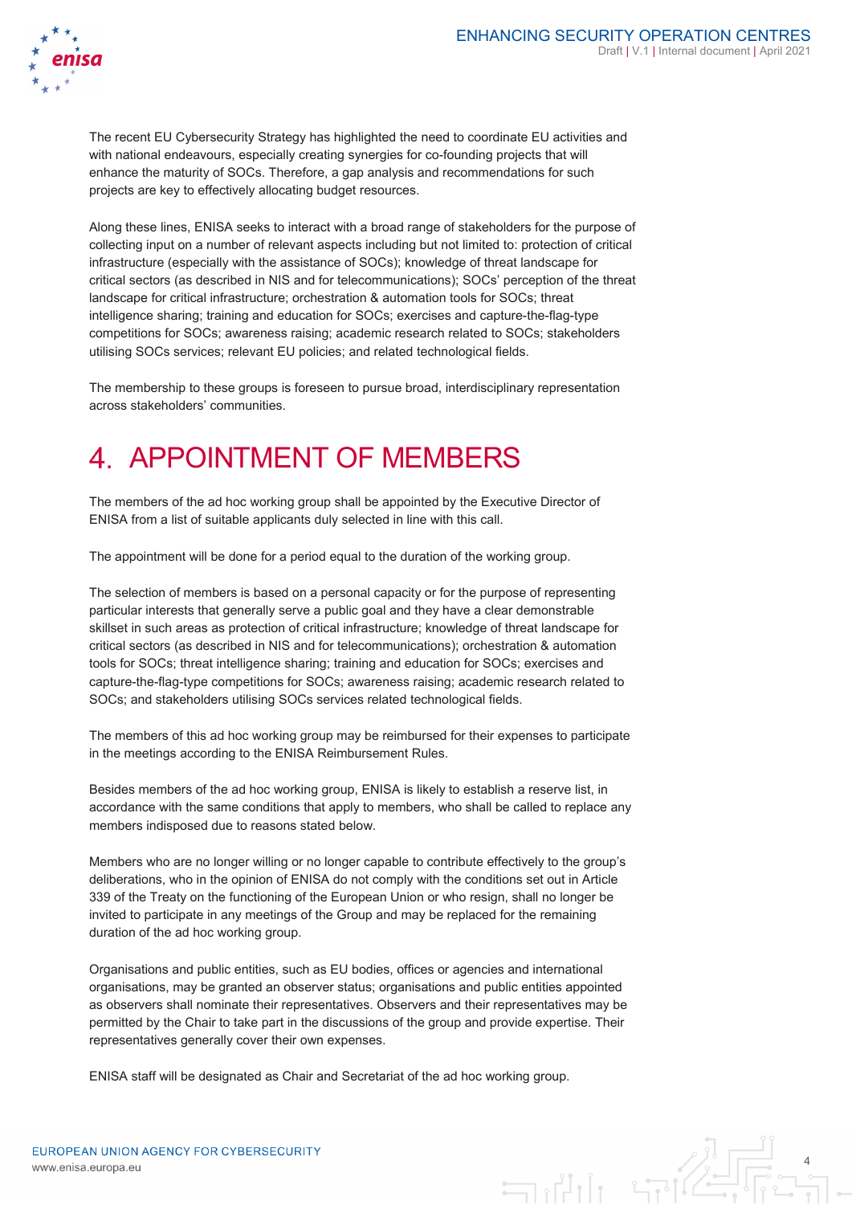The recent EU Cybersecurity Strategy has highlighted the need to coordinate EU activities and with national endeavours, especially creating synergies for co-founding projects that will enhance the maturity of SOCs. Therefore, a gap analysis and recommendations for such projects are key to effectively allocating budget resources.

Along these lines, ENISA seeks to interact with a broad range of stakeholders for the purpose of collecting input on a number of relevant aspects including but not limited to: protection of critical infrastructure (especially with the assistance of SOCs); knowledge of threat landscape for critical sectors (as described in NIS and for telecommunications); SOCs' perception of the threat landscape for critical infrastructure; orchestration & automation tools for SOCs; threat intelligence sharing; training and education for SOCs; exercises and capture-the-flag-type competitions for SOCs; awareness raising; academic research related to SOCs; stakeholders utilising SOCs services; relevant EU policies; and related technological fields.

The membership to these groups is foreseen to pursue broad, interdisciplinary representation across stakeholders' communities.

# 4. APPOINTMENT OF MEMBERS

The members of the ad hoc working group shall be appointed by the Executive Director of ENISA from a list of suitable applicants duly selected in line with this call.

The appointment will be done for a period equal to the duration of the working group.

The selection of members is based on a personal capacity or for the purpose of representing particular interests that generally serve a public goal and they have a clear demonstrable skillset in such areas as protection of critical infrastructure; knowledge of threat landscape for critical sectors (as described in NIS and for telecommunications); orchestration & automation tools for SOCs; threat intelligence sharing; training and education for SOCs; exercises and capture-the-flag-type competitions for SOCs; awareness raising; academic research related to SOCs; and stakeholders utilising SOCs services related technological fields.

The members of this ad hoc working group may be reimbursed for their expenses to participate in the meetings according to the ENISA Reimbursement Rules.

Besides members of the ad hoc working group, ENISA is likely to establish a reserve list, in accordance with the same conditions that apply to members, who shall be called to replace any members indisposed due to reasons stated below.

Members who are no longer willing or no longer capable to contribute effectively to the group's deliberations, who in the opinion of ENISA do not comply with the conditions set out in Article 339 of the Treaty on the functioning of the European Union or who resign, shall no longer be invited to participate in any meetings of the Group and may be replaced for the remaining duration of the ad hoc working group.

Organisations and public entities, such as EU bodies, offices or agencies and international organisations, may be granted an observer status; organisations and public entities appointed as observers shall nominate their representatives. Observers and their representatives may be permitted by the Chair to take part in the discussions of the group and provide expertise. Their representatives generally cover their own expenses.

ENISA staff will be designated as Chair and Secretariat of the ad hoc working group.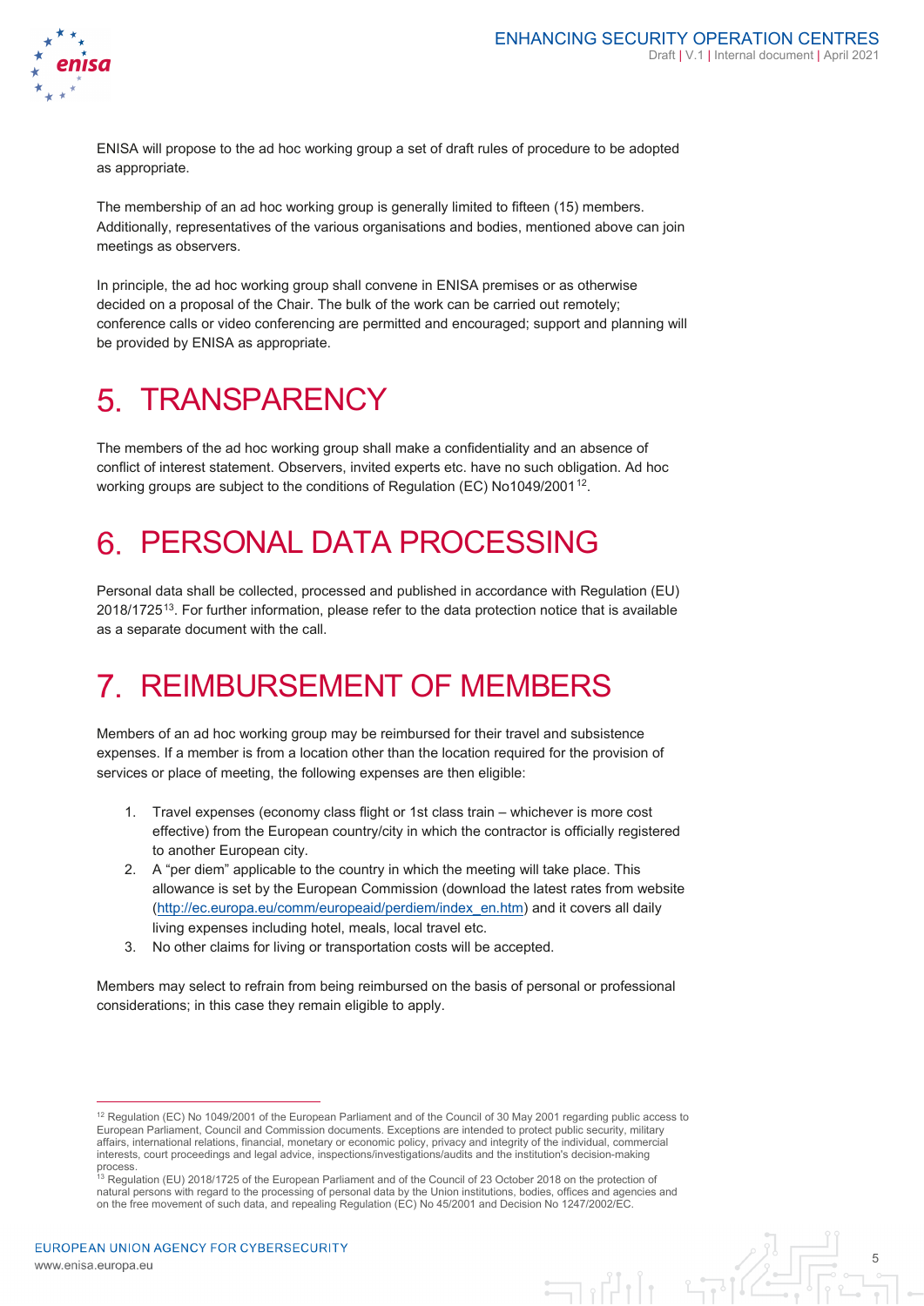ENISA will propose to the ad hoc working group a set of draft rules of procedure to be adopted as appropriate.

The membership of an ad hoc working group is generally limited to fifteen (15) members. Additionally, representatives of the various organisations and bodies, mentioned above can join meetings as observers.

In principle, the ad hoc working group shall convene in ENISA premises or as otherwise decided on a proposal of the Chair. The bulk of the work can be carried out remotely; conference calls or video conferencing are permitted and encouraged; support and planning will be provided by ENISA as appropriate.

# 5. TRANSPARENCY

The members of the ad hoc working group shall make a confidentiality and an absence of conflict of interest statement. Observers, invited experts etc. have no such obligation. Ad hoc working groups are subject to the conditions of Regulation (EC) No1049/2001[12].

# 6. PERSONAL DATA PROCESSING

Personal data shall be collected, processed and published in accordance with Regulation (EU) 2018/1725[13]. For further information, please refer to the data protection notice that is available as a separate document with the call.

# 7. REIMBURSEMENT OF MEMBERS

Members of an ad hoc working group may be reimbursed for their travel and subsistence expenses. If a member is from a location other than the location required for the provision of services or place of meeting, the following expenses are then eligible:

1. Travel expenses (economy class flight or 1st class train – whichever is more cost effective) from the European country/city in which the contractor is officially registered to another European city.
2. A "per diem" applicable to the country in which the meeting will take place. This allowance is set by the European Commission (download the latest rates from website (http://ec.europa.eu/comm/europeaid/perdiem/index_en.htm) and it covers all daily living expenses including hotel, meals, local travel etc.
3. No other claims for living or transportation costs will be accepted.

Members may select to refrain from being reimbursed on the basis of personal or professional considerations; in this case they remain eligible to apply.

---

[12] Regulation (EC) No 1049/2001 of the European Parliament and of the Council of 30 May 2001 regarding public access to European Parliament, Council and Commission documents. Exceptions are intended to protect public security, military affairs, international relations, financial, monetary or economic policy, privacy and integrity of the individual, commercial interests, court proceedings and legal advice, inspections/investigations/audits and the institution's decision-making process.

[13] Regulation (EU) 2018/1725 of the European Parliament and of the Council of 23 October 2018 on the protection of natural persons with regard to the processing of personal data by the Union institutions, bodies, offices and agencies and on the free movement of such data, and repealing Regulation (EC) No 45/2001 and Decision No 1247/2002/EC.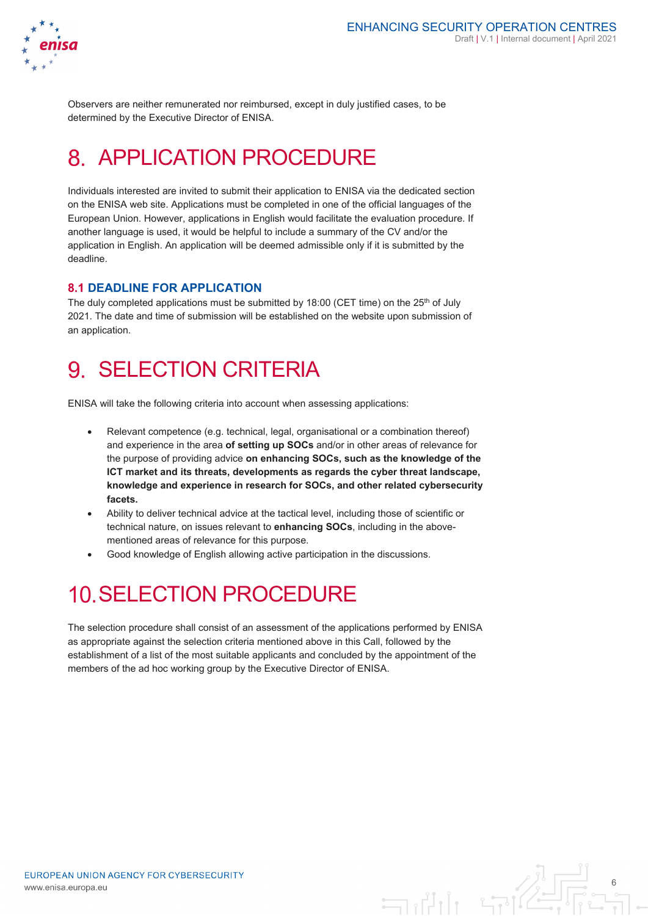Observers are neither remunerated nor reimbursed, except in duly justified cases, to be determined by the Executive Director of ENISA.

# 8. APPLICATION PROCEDURE

Individuals interested are invited to submit their application to ENISA via the dedicated section on the ENISA web site. Applications must be completed in one of the official languages of the European Union. However, applications in English would facilitate the evaluation procedure. If another language is used, it would be helpful to include a summary of the CV and/or the application in English. An application will be deemed admissible only if it is submitted by the deadline.

## 8.1 DEADLINE FOR APPLICATION

The duly completed applications must be submitted by 18:00 (CET time) on the 25th of July 2021. The date and time of submission will be established on the website upon submission of an application.

# 9. SELECTION CRITERIA

ENISA will take the following criteria into account when assessing applications:

- Relevant competence (e.g. technical, legal, organisational or a combination thereof) and experience in the area **of setting up SOCs** and/or in other areas of relevance for the purpose of providing advice **on enhancing SOCs, such as the knowledge of the ICT market and its threats, developments as regards the cyber threat landscape, knowledge and experience in research for SOCs, and other related cybersecurity facets.**
- Ability to deliver technical advice at the tactical level, including those of scientific or technical nature, on issues relevant to **enhancing SOCs**, including in the above-mentioned areas of relevance for this purpose.
- Good knowledge of English allowing active participation in the discussions.

# 10. SELECTION PROCEDURE

The selection procedure shall consist of an assessment of the applications performed by ENISA as appropriate against the selection criteria mentioned above in this Call, followed by the establishment of a list of the most suitable applicants and concluded by the appointment of the members of the ad hoc working group by the Executive Director of ENISA.